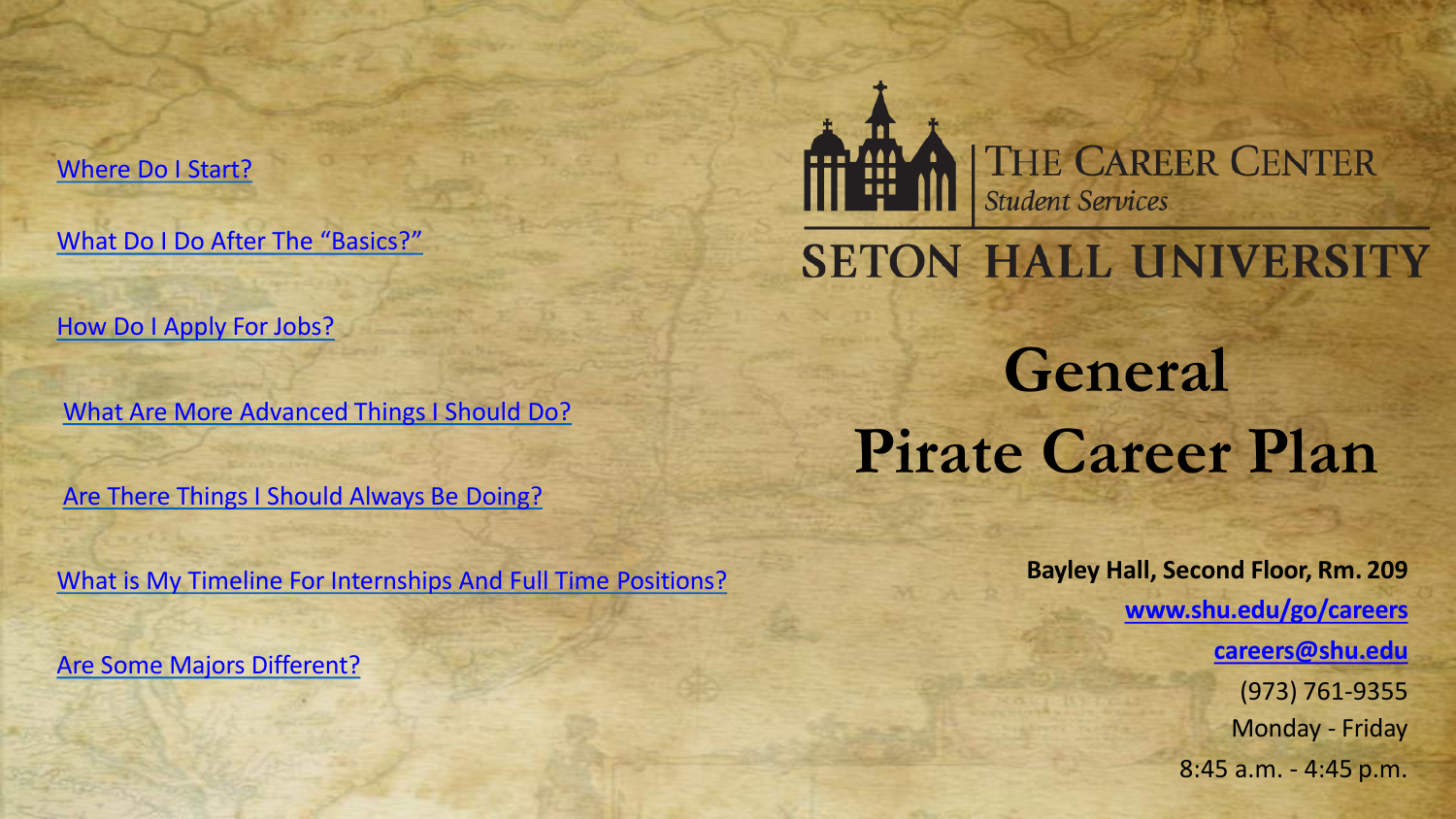THE CAREER CENTER
*Student Services*

SETON HALL UNIVERSITY

# General Pirate Career Plan

**Bayley Hall, Second Floor, Rm. 209**

**www.shu.edu/go/careers**

**careers@shu.edu**

(973) 761-9355

Monday - Friday

8:45 a.m. - 4:45 p.m.

- Where Do I Start?
- What Do I Do After The "Basics?"
- How Do I Apply For Jobs?
- What Are More Advanced Things I Should Do?
- Are There Things I Should Always Be Doing?
- What is My Timeline For Internships And Full Time Positions?
- Are Some Majors Different?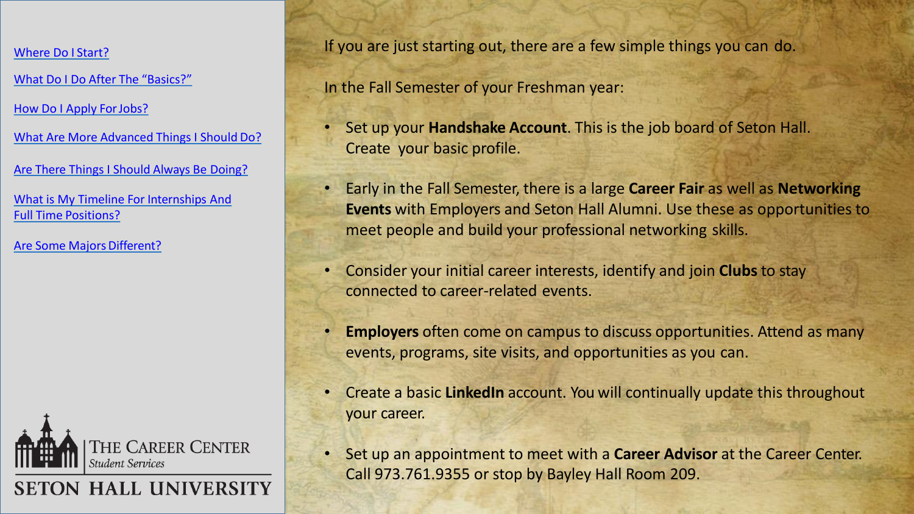- Where Do I Start?
- What Do I Do After The "Basics?"
- How Do I Apply For Jobs?
- What Are More Advanced Things I Should Do?
- Are There Things I Should Always Be Doing?
- What is My Timeline For Internships And Full Time Positions?
- Are Some Majors Different?

THE CAREER CENTER
*Student Services*
SETON HALL UNIVERSITY

If you are just starting out, there are a few simple things you can do.

In the Fall Semester of your Freshman year:

- Set up your **Handshake Account**. This is the job board of Seton Hall. Create your basic profile.
- Early in the Fall Semester, there is a large **Career Fair** as well as **Networking Events** with Employers and Seton Hall Alumni. Use these as opportunities to meet people and build your professional networking skills.
- Consider your initial career interests, identify and join **Clubs** to stay connected to career-related events.
- **Employers** often come on campus to discuss opportunities. Attend as many events, programs, site visits, and opportunities as you can.
- Create a basic **LinkedIn** account. You will continually update this throughout your career.
- Set up an appointment to meet with a **Career Advisor** at the Career Center. Call 973.761.9355 or stop by Bayley Hall Room 209.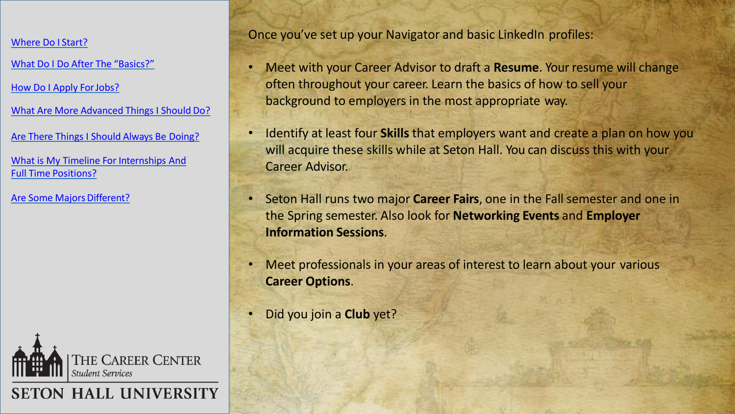[Where Do I Start?]

[What Do I Do After The "Basics?"]

[How Do I Apply For Jobs?]

[What Are More Advanced Things I Should Do?]

[Are There Things I Should Always Be Doing?]

[What is My Timeline For Internships And Full Time Positions?]

[Are Some Majors Different?]

THE CAREER CENTER
*Student Services*

SETON HALL UNIVERSITY

Once you've set up your Navigator and basic LinkedIn profiles:

- Meet with your Career Advisor to draft a **Resume**. Your resume will change often throughout your career. Learn the basics of how to sell your background to employers in the most appropriate way.
- Identify at least four **Skills** that employers want and create a plan on how you will acquire these skills while at Seton Hall. You can discuss this with your Career Advisor.
- Seton Hall runs two major **Career Fairs**, one in the Fall semester and one in the Spring semester. Also look for **Networking Events** and **Employer Information Sessions**.
- Meet professionals in your areas of interest to learn about your various **Career Options**.
- Did you join a **Club** yet?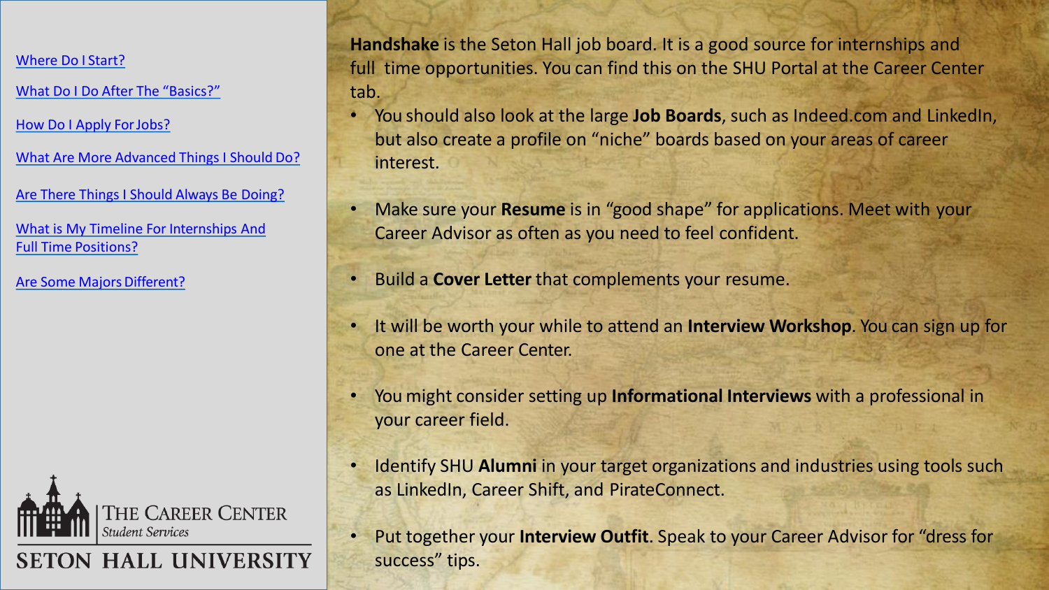Where Do I Start?

What Do I Do After The "Basics?"

How Do I Apply For Jobs?

What Are More Advanced Things I Should Do?

Are There Things I Should Always Be Doing?

What is My Timeline For Internships And Full Time Positions?

Are Some Majors Different?

THE CAREER CENTER
*Student Services*
SETON HALL UNIVERSITY

**Handshake** is the Seton Hall job board. It is a good source for internships and full time opportunities. You can find this on the SHU Portal at the Career Center tab.

- You should also look at the large **Job Boards**, such as Indeed.com and LinkedIn, but also create a profile on "niche" boards based on your areas of career interest.
- Make sure your **Resume** is in "good shape" for applications. Meet with your Career Advisor as often as you need to feel confident.
- Build a **Cover Letter** that complements your resume.
- It will be worth your while to attend an **Interview Workshop**. You can sign up for one at the Career Center.
- You might consider setting up **Informational Interviews** with a professional in your career field.
- Identify SHU **Alumni** in your target organizations and industries using tools such as LinkedIn, Career Shift, and PirateConnect.
- Put together your **Interview Outfit**. Speak to your Career Advisor for "dress for success" tips.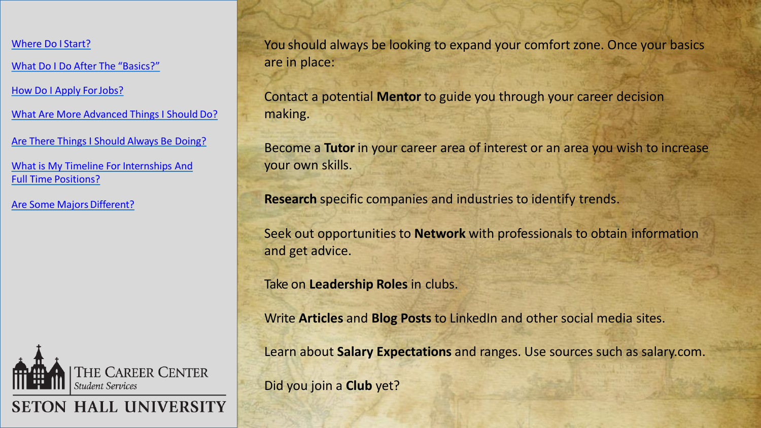- Where Do I Start?
- What Do I Do After The "Basics?"
- How Do I Apply For Jobs?
- What Are More Advanced Things I Should Do?
- Are There Things I Should Always Be Doing?
- What is My Timeline For Internships And Full Time Positions?
- Are Some Majors Different?

THE CAREER CENTER
*Student Services*
SETON HALL UNIVERSITY

You should always be looking to expand your comfort zone. Once your basics are in place:

Contact a potential **Mentor** to guide you through your career decision making.

Become a **Tutor** in your career area of interest or an area you wish to increase your own skills.

**Research** specific companies and industries to identify trends.

Seek out opportunities to **Network** with professionals to obtain information and get advice.

Take on **Leadership Roles** in clubs.

Write **Articles** and **Blog Posts** to LinkedIn and other social media sites.

Learn about **Salary Expectations** and ranges. Use sources such as salary.com.

Did you join a **Club** yet?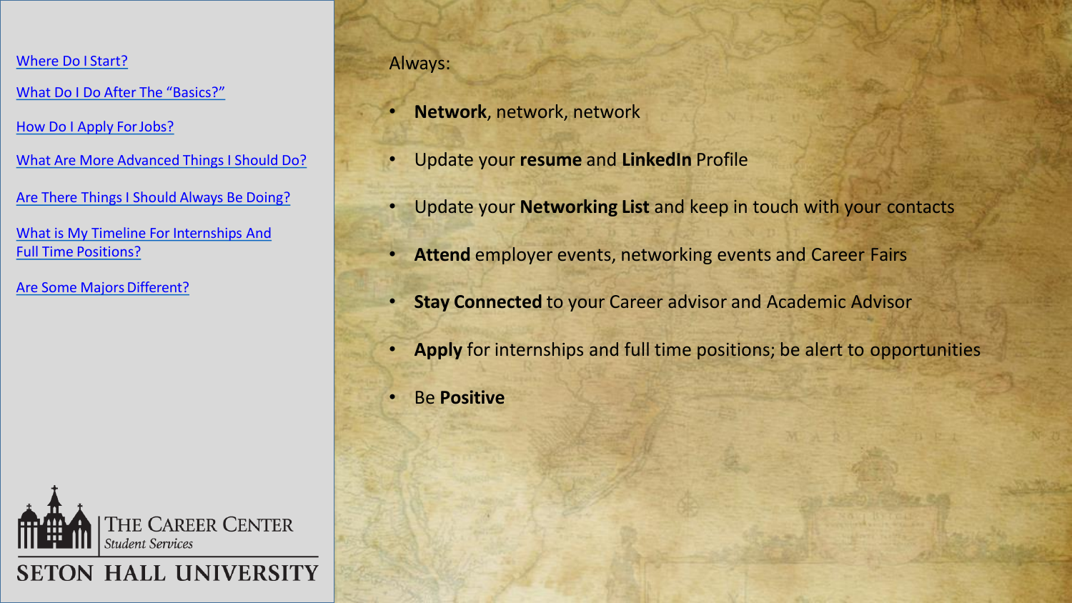Where Do I Start?

What Do I Do After The "Basics?"

How Do I Apply For Jobs?

What Are More Advanced Things I Should Do?

Are There Things I Should Always Be Doing?

What is My Timeline For Internships And Full Time Positions?

Are Some Majors Different?

THE CAREER CENTER
*Student Services*
SETON HALL UNIVERSITY

Always:

- **Network**, network, network
- Update your **resume** and **LinkedIn** Profile
- Update your **Networking List** and keep in touch with your contacts
- **Attend** employer events, networking events and Career Fairs
- **Stay Connected** to your Career advisor and Academic Advisor
- **Apply** for internships and full time positions; be alert to opportunities
- Be **Positive**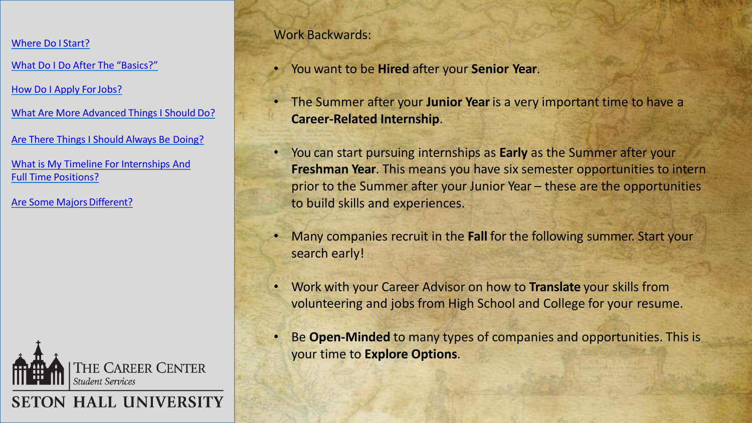- [Where Do I Start?]
- [What Do I Do After The "Basics?"]
- [How Do I Apply For Jobs?]
- [What Are More Advanced Things I Should Do?]
- [Are There Things I Should Always Be Doing?]
- [What is My Timeline For Internships And Full Time Positions?]
- [Are Some Majors Different?]

THE CAREER CENTER
*Student Services*
SETON HALL UNIVERSITY

Work Backwards:

- You want to be **Hired** after your **Senior Year**.
- The Summer after your **Junior Year** is a very important time to have a **Career-Related Internship**.
- You can start pursuing internships as **Early** as the Summer after your **Freshman Year**. This means you have six semester opportunities to intern prior to the Summer after your Junior Year – these are the opportunities to build skills and experiences.
- Many companies recruit in the **Fall** for the following summer. Start your search early!
- Work with your Career Advisor on how to **Translate** your skills from volunteering and jobs from High School and College for your resume.
- Be **Open-Minded** to many types of companies and opportunities. This is your time to **Explore Options**.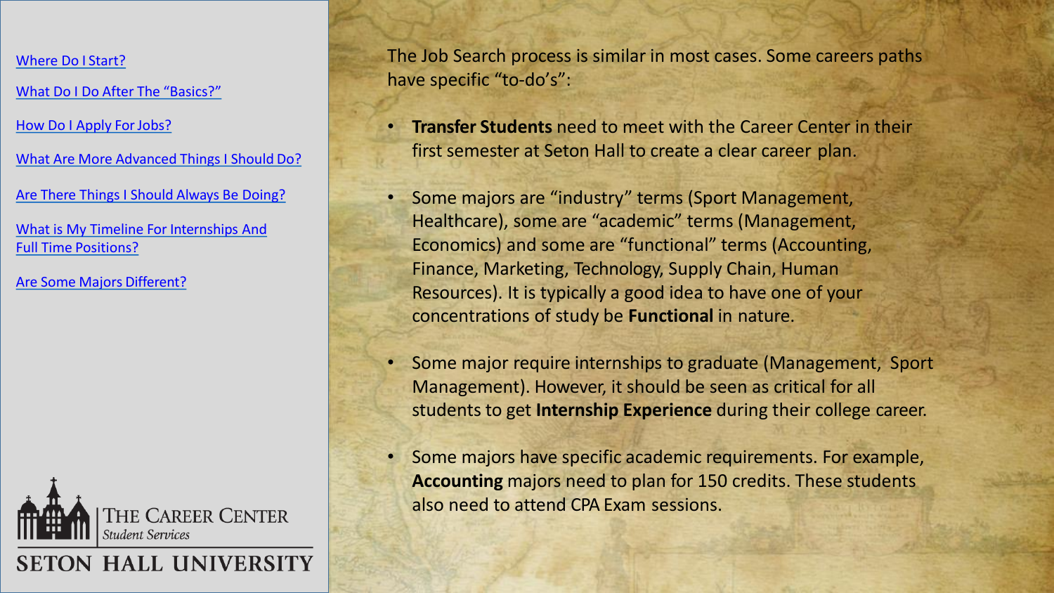[Where Do I Start?]

[What Do I Do After The "Basics?"]

[How Do I Apply For Jobs?]

[What Are More Advanced Things I Should Do?]

[Are There Things I Should Always Be Doing?]

[What is My Timeline For Internships And Full Time Positions?]

[Are Some Majors Different?]

THE CAREER CENTER
*Student Services*

SETON HALL UNIVERSITY

The Job Search process is similar in most cases. Some careers paths have specific "to-do's":

- **Transfer Students** need to meet with the Career Center in their first semester at Seton Hall to create a clear career plan.
- Some majors are "industry" terms (Sport Management, Healthcare), some are "academic" terms (Management, Economics) and some are "functional" terms (Accounting, Finance, Marketing, Technology, Supply Chain, Human Resources). It is typically a good idea to have one of your concentrations of study be **Functional** in nature.
- Some major require internships to graduate (Management, Sport Management). However, it should be seen as critical for all students to get **Internship Experience** during their college career.
- Some majors have specific academic requirements. For example, **Accounting** majors need to plan for 150 credits. These students also need to attend CPA Exam sessions.